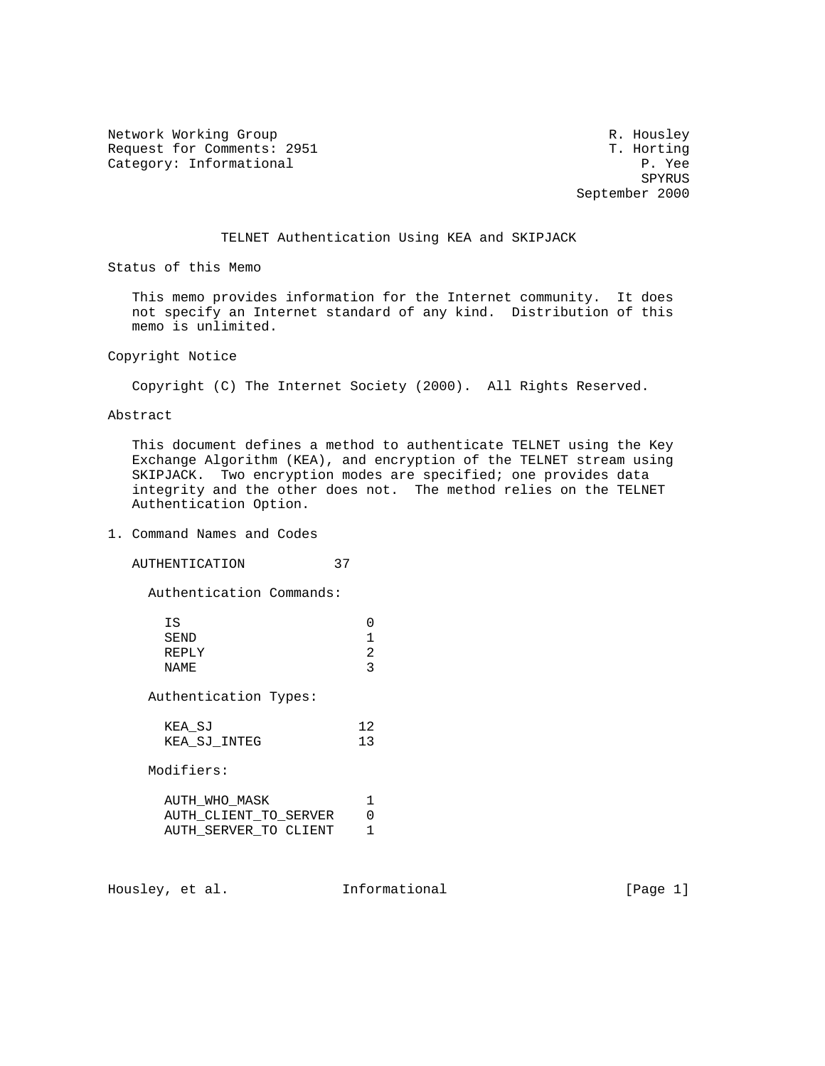Network Working Group R. Housley
Request for Comments: 2951 T. Horting
Category: Informational P. Yee
SPYRUS
September 2000

# TELNET Authentication Using KEA and SKIPJACK

## Status of this Memo

This memo provides information for the Internet community. It does not specify an Internet standard of any kind. Distribution of this memo is unlimited.

## Copyright Notice

Copyright (C) The Internet Society (2000). All Rights Reserved.

## Abstract

This document defines a method to authenticate TELNET using the Key Exchange Algorithm (KEA), and encryption of the TELNET stream using SKIPJACK. Two encryption modes are specified; one provides data integrity and the other does not. The method relies on the TELNET Authentication Option.

## 1. Command Names and Codes

```
AUTHENTICATION          37

  Authentication Commands:

    IS                    0
    SEND                  1
    REPLY                 2
    NAME                  3

  Authentication Types:

    KEA_SJ               12
    KEA_SJ_INTEG         13

  Modifiers:

    AUTH_WHO_MASK         1
    AUTH_CLIENT_TO_SERVER    0
    AUTH_SERVER_TO CLIENT    1
```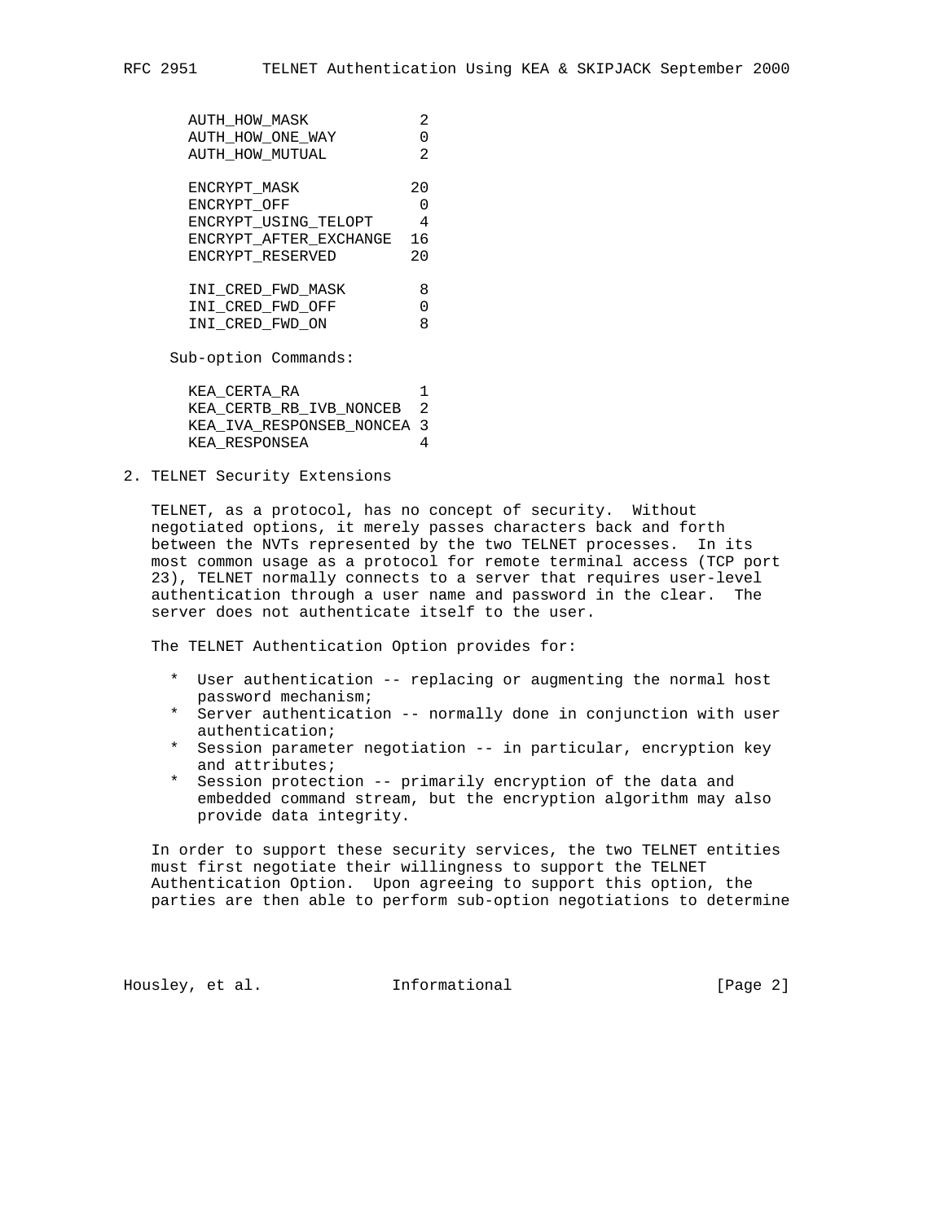```
AUTH_HOW_MASK            2
AUTH_HOW_ONE_WAY         0
AUTH_HOW_MUTUAL          2

ENCRYPT_MASK            20
ENCRYPT_OFF              0
ENCRYPT_USING_TELOPT     4
ENCRYPT_AFTER_EXCHANGE  16
ENCRYPT_RESERVED        20

INI_CRED_FWD_MASK        8
INI_CRED_FWD_OFF         0
INI_CRED_FWD_ON          8
```

Sub-option Commands:

```
KEA_CERTA_RA             1
KEA_CERTB_RB_IVB_NONCEB  2
KEA_IVA_RESPONSEB_NONCEA 3
KEA_RESPONSEA            4
```

## 2. TELNET Security Extensions

TELNET, as a protocol, has no concept of security. Without negotiated options, it merely passes characters back and forth between the NVTs represented by the two TELNET processes. In its most common usage as a protocol for remote terminal access (TCP port 23), TELNET normally connects to a server that requires user-level authentication through a user name and password in the clear. The server does not authenticate itself to the user.

The TELNET Authentication Option provides for:

* User authentication -- replacing or augmenting the normal host password mechanism;
* Server authentication -- normally done in conjunction with user authentication;
* Session parameter negotiation -- in particular, encryption key and attributes;
* Session protection -- primarily encryption of the data and embedded command stream, but the encryption algorithm may also provide data integrity.

In order to support these security services, the two TELNET entities must first negotiate their willingness to support the TELNET Authentication Option. Upon agreeing to support this option, the parties are then able to perform sub-option negotiations to determine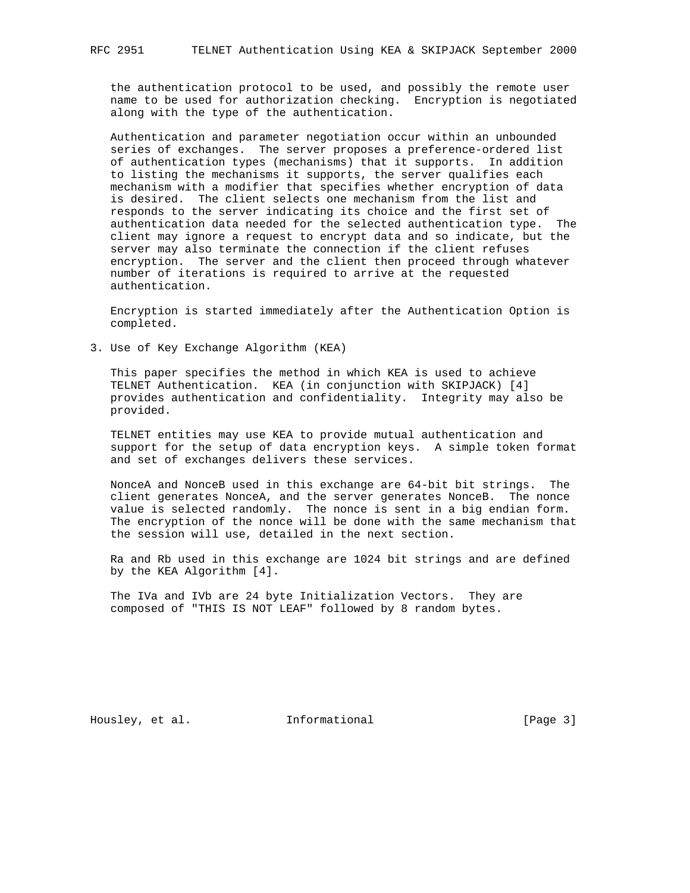the authentication protocol to be used, and possibly the remote user name to be used for authorization checking. Encryption is negotiated along with the type of the authentication.

Authentication and parameter negotiation occur within an unbounded series of exchanges. The server proposes a preference-ordered list of authentication types (mechanisms) that it supports. In addition to listing the mechanisms it supports, the server qualifies each mechanism with a modifier that specifies whether encryption of data is desired. The client selects one mechanism from the list and responds to the server indicating its choice and the first set of authentication data needed for the selected authentication type. The client may ignore a request to encrypt data and so indicate, but the server may also terminate the connection if the client refuses encryption. The server and the client then proceed through whatever number of iterations is required to arrive at the requested authentication.

Encryption is started immediately after the Authentication Option is completed.

## 3. Use of Key Exchange Algorithm (KEA)

This paper specifies the method in which KEA is used to achieve TELNET Authentication. KEA (in conjunction with SKIPJACK) [4] provides authentication and confidentiality. Integrity may also be provided.

TELNET entities may use KEA to provide mutual authentication and support for the setup of data encryption keys. A simple token format and set of exchanges delivers these services.

NonceA and NonceB used in this exchange are 64-bit bit strings. The client generates NonceA, and the server generates NonceB. The nonce value is selected randomly. The nonce is sent in a big endian form. The encryption of the nonce will be done with the same mechanism that the session will use, detailed in the next section.

Ra and Rb used in this exchange are 1024 bit strings and are defined by the KEA Algorithm [4].

The IVa and IVb are 24 byte Initialization Vectors. They are composed of "THIS IS NOT LEAF" followed by 8 random bytes.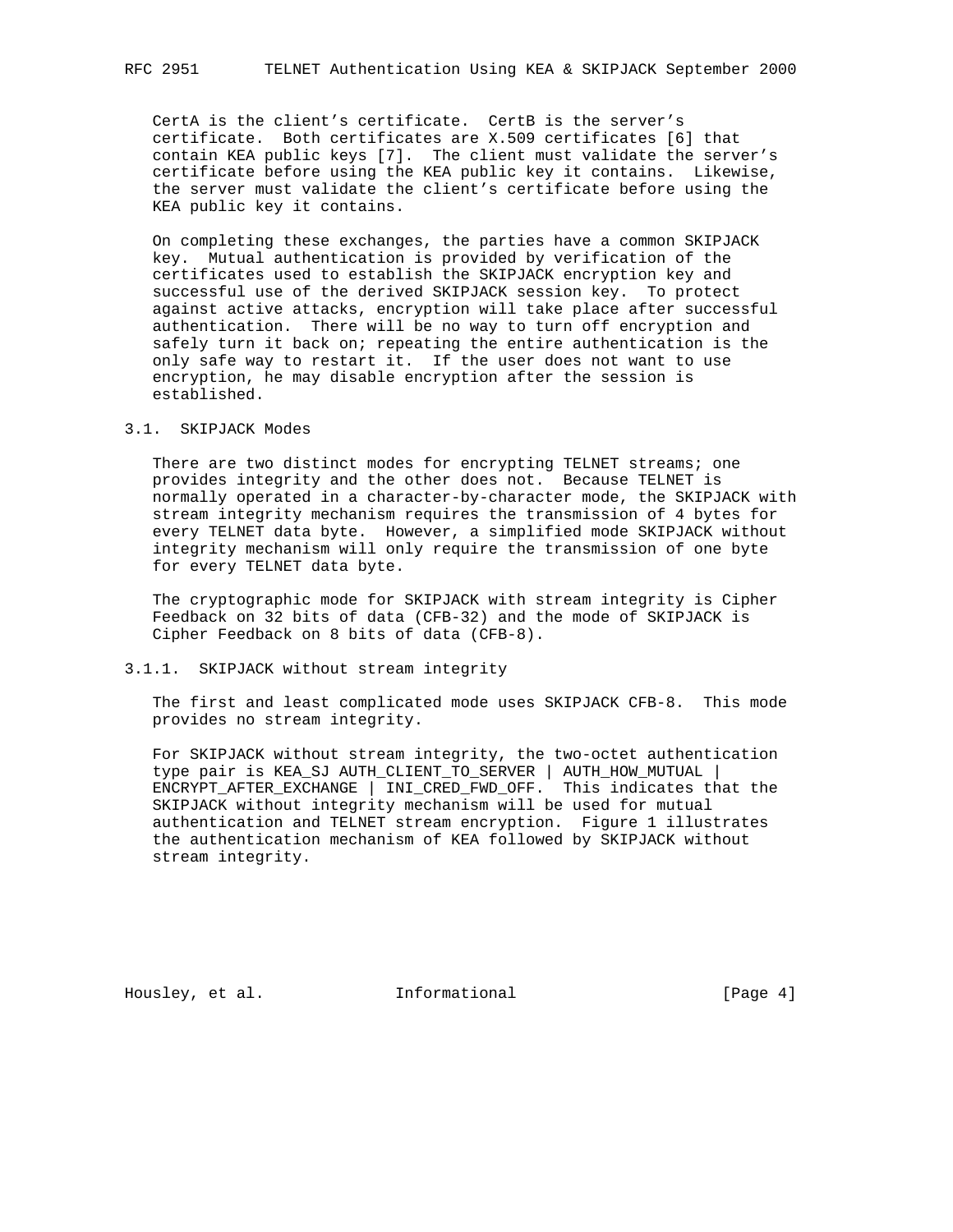CertA is the client's certificate. CertB is the server's certificate. Both certificates are X.509 certificates [6] that contain KEA public keys [7]. The client must validate the server's certificate before using the KEA public key it contains. Likewise, the server must validate the client's certificate before using the KEA public key it contains.

On completing these exchanges, the parties have a common SKIPJACK key. Mutual authentication is provided by verification of the certificates used to establish the SKIPJACK encryption key and successful use of the derived SKIPJACK session key. To protect against active attacks, encryption will take place after successful authentication. There will be no way to turn off encryption and safely turn it back on; repeating the entire authentication is the only safe way to restart it. If the user does not want to use encryption, he may disable encryption after the session is established.

### 3.1. SKIPJACK Modes

There are two distinct modes for encrypting TELNET streams; one provides integrity and the other does not. Because TELNET is normally operated in a character-by-character mode, the SKIPJACK with stream integrity mechanism requires the transmission of 4 bytes for every TELNET data byte. However, a simplified mode SKIPJACK without integrity mechanism will only require the transmission of one byte for every TELNET data byte.

The cryptographic mode for SKIPJACK with stream integrity is Cipher Feedback on 32 bits of data (CFB-32) and the mode of SKIPJACK is Cipher Feedback on 8 bits of data (CFB-8).

#### 3.1.1. SKIPJACK without stream integrity

The first and least complicated mode uses SKIPJACK CFB-8. This mode provides no stream integrity.

For SKIPJACK without stream integrity, the two-octet authentication type pair is KEA_SJ AUTH_CLIENT_TO_SERVER | AUTH_HOW_MUTUAL | ENCRYPT_AFTER_EXCHANGE | INI_CRED_FWD_OFF. This indicates that the SKIPJACK without integrity mechanism will be used for mutual authentication and TELNET stream encryption. Figure 1 illustrates the authentication mechanism of KEA followed by SKIPJACK without stream integrity.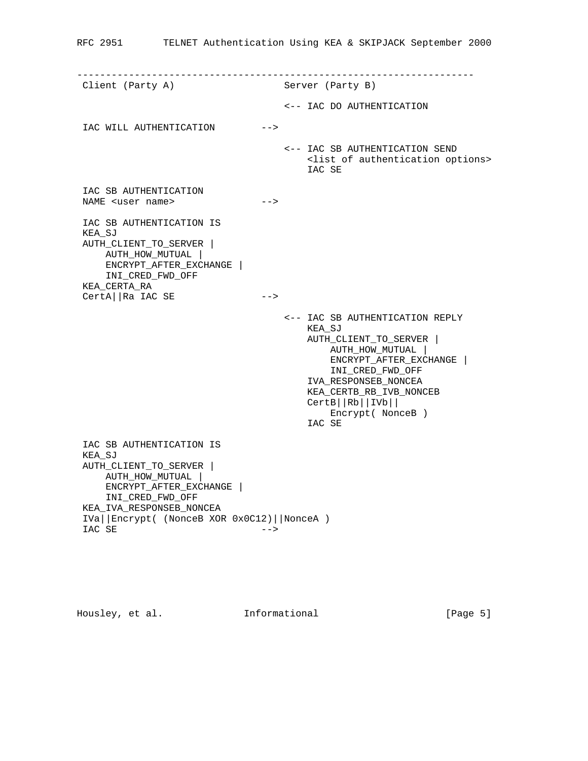```
---------------------------------------------------------------------
 Client (Party A)                  Server (Party B)

                                   <-- IAC DO AUTHENTICATION

 IAC WILL AUTHENTICATION        -->

                                   <-- IAC SB AUTHENTICATION SEND
                                       <list of authentication options>
                                       IAC SE

 IAC SB AUTHENTICATION
 NAME <user name>               -->

 IAC SB AUTHENTICATION IS
 KEA_SJ
 AUTH_CLIENT_TO_SERVER |
     AUTH_HOW_MUTUAL |
     ENCRYPT_AFTER_EXCHANGE |
     INI_CRED_FWD_OFF
 KEA_CERTA_RA
 CertA||Ra IAC SE               -->

                                   <-- IAC SB AUTHENTICATION REPLY
                                       KEA_SJ
                                       AUTH_CLIENT_TO_SERVER |
                                           AUTH_HOW_MUTUAL |
                                           ENCRYPT_AFTER_EXCHANGE |
                                           INI_CRED_FWD_OFF
                                       IVA_RESPONSEB_NONCEA
                                       KEA_CERTB_RB_IVB_NONCEB
                                       CertB||Rb||IVb||
                                           Encrypt( NonceB )
                                       IAC SE

 IAC SB AUTHENTICATION IS
 KEA_SJ
 AUTH_CLIENT_TO_SERVER |
     AUTH_HOW_MUTUAL |
     ENCRYPT_AFTER_EXCHANGE |
     INI_CRED_FWD_OFF
 KEA_IVA_RESPONSEB_NONCEA
 IVa||Encrypt( (NonceB XOR 0x0C12)||NonceA )
 IAC SE                         -->
```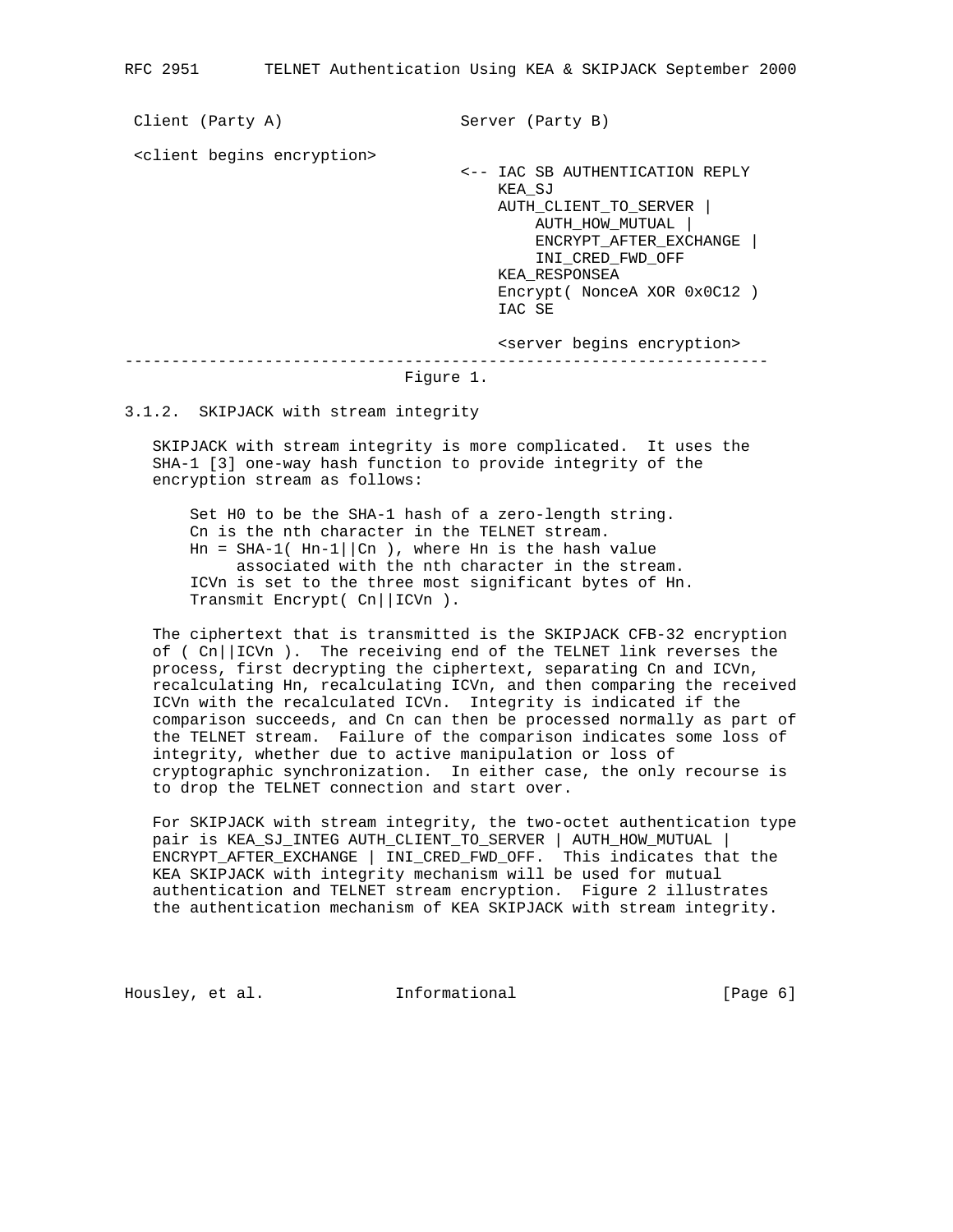```
 Client (Party A)                  Server (Party B)

 <client begins encryption>
                                   <-- IAC SB AUTHENTICATION REPLY
                                       KEA_SJ
                                       AUTH_CLIENT_TO_SERVER |
                                           AUTH_HOW_MUTUAL |
                                           ENCRYPT_AFTER_EXCHANGE |
                                           INI_CRED_FWD_OFF
                                       KEA_RESPONSEA
                                       Encrypt( NonceA XOR 0x0C12 )
                                       IAC SE

                                       <server begins encryption>
---------------------------------------------------------------------
```

Figure 1.

### 3.1.2. SKIPJACK with stream integrity

SKIPJACK with stream integrity is more complicated. It uses the SHA-1 [3] one-way hash function to provide integrity of the encryption stream as follows:

```
    Set H0 to be the SHA-1 hash of a zero-length string.
    Cn is the nth character in the TELNET stream.
    Hn = SHA-1( Hn-1||Cn ), where Hn is the hash value
         associated with the nth character in the stream.
    ICVn is set to the three most significant bytes of Hn.
    Transmit Encrypt( Cn||ICVn ).
```

The ciphertext that is transmitted is the SKIPJACK CFB-32 encryption of ( Cn||ICVn ). The receiving end of the TELNET link reverses the process, first decrypting the ciphertext, separating Cn and ICVn, recalculating Hn, recalculating ICVn, and then comparing the received ICVn with the recalculated ICVn. Integrity is indicated if the comparison succeeds, and Cn can then be processed normally as part of the TELNET stream. Failure of the comparison indicates some loss of integrity, whether due to active manipulation or loss of cryptographic synchronization. In either case, the only recourse is to drop the TELNET connection and start over.

For SKIPJACK with stream integrity, the two-octet authentication type pair is KEA_SJ_INTEG AUTH_CLIENT_TO_SERVER | AUTH_HOW_MUTUAL | ENCRYPT_AFTER_EXCHANGE | INI_CRED_FWD_OFF. This indicates that the KEA SKIPJACK with integrity mechanism will be used for mutual authentication and TELNET stream encryption. Figure 2 illustrates the authentication mechanism of KEA SKIPJACK with stream integrity.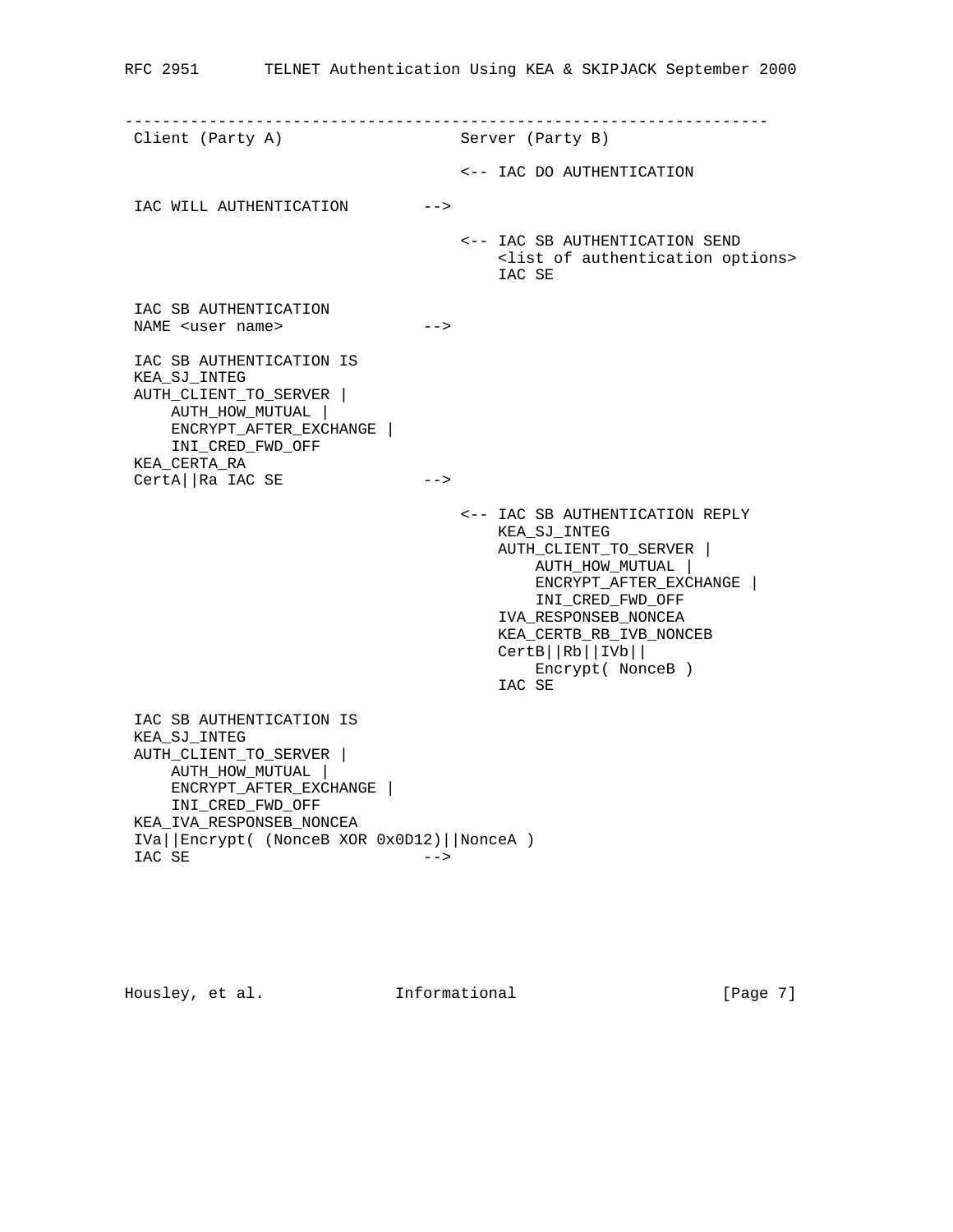```
--------------------------------------------------------------------
 Client (Party A)                  Server (Party B)

                                   <-- IAC DO AUTHENTICATION

 IAC WILL AUTHENTICATION        -->

                                   <-- IAC SB AUTHENTICATION SEND
                                       <list of authentication options>
                                       IAC SE

 IAC SB AUTHENTICATION
 NAME <user name>               -->

 IAC SB AUTHENTICATION IS
 KEA_SJ_INTEG
 AUTH_CLIENT_TO_SERVER |
     AUTH_HOW_MUTUAL |
     ENCRYPT_AFTER_EXCHANGE |
     INI_CRED_FWD_OFF
 KEA_CERTA_RA
 CertA||Ra IAC SE               -->

                                   <-- IAC SB AUTHENTICATION REPLY
                                       KEA_SJ_INTEG
                                       AUTH_CLIENT_TO_SERVER |
                                           AUTH_HOW_MUTUAL |
                                           ENCRYPT_AFTER_EXCHANGE |
                                           INI_CRED_FWD_OFF
                                       IVA_RESPONSEB_NONCEA
                                       KEA_CERTB_RB_IVB_NONCEB
                                       CertB||Rb||IVb||
                                           Encrypt( NonceB )
                                       IAC SE

 IAC SB AUTHENTICATION IS
 KEA_SJ_INTEG
 AUTH_CLIENT_TO_SERVER |
     AUTH_HOW_MUTUAL |
     ENCRYPT_AFTER_EXCHANGE |
     INI_CRED_FWD_OFF
 KEA_IVA_RESPONSEB_NONCEA
 IVa||Encrypt( (NonceB XOR 0x0D12)||NonceA )
 IAC SE                         -->
```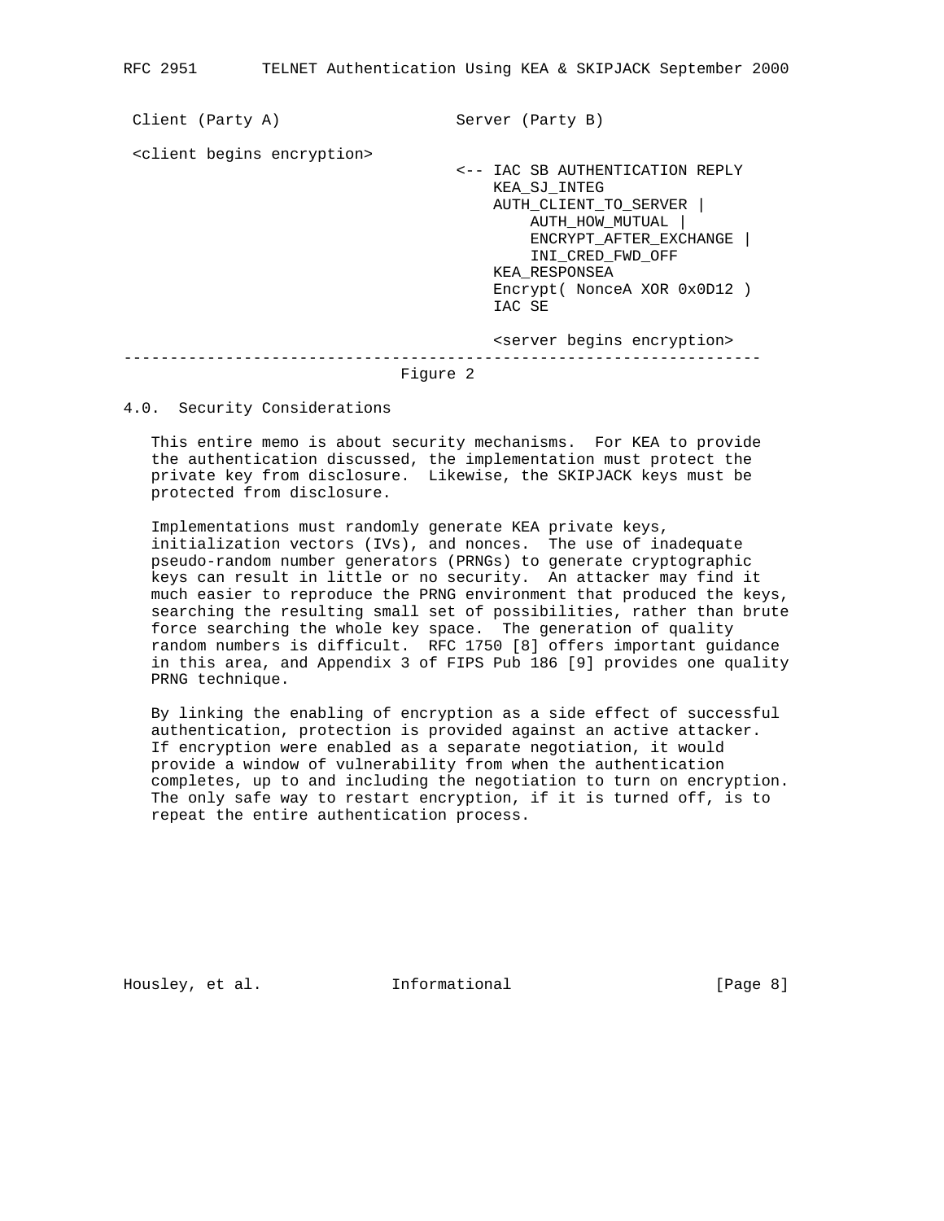```
 Client (Party A)                  Server (Party B)

 <client begins encryption>
                                   <-- IAC SB AUTHENTICATION REPLY
                                       KEA_SJ_INTEG
                                       AUTH_CLIENT_TO_SERVER |
                                           AUTH_HOW_MUTUAL |
                                           ENCRYPT_AFTER_EXCHANGE |
                                           INI_CRED_FWD_OFF
                                       KEA_RESPONSEA
                                       Encrypt( NonceA XOR 0x0D12 )
                                       IAC SE

                                       <server begins encryption>
---------------------------------------------------------------------
```

Figure 2

## 4.0. Security Considerations

This entire memo is about security mechanisms. For KEA to provide the authentication discussed, the implementation must protect the private key from disclosure. Likewise, the SKIPJACK keys must be protected from disclosure.

Implementations must randomly generate KEA private keys, initialization vectors (IVs), and nonces. The use of inadequate pseudo-random number generators (PRNGs) to generate cryptographic keys can result in little or no security. An attacker may find it much easier to reproduce the PRNG environment that produced the keys, searching the resulting small set of possibilities, rather than brute force searching the whole key space. The generation of quality random numbers is difficult. RFC 1750 [8] offers important guidance in this area, and Appendix 3 of FIPS Pub 186 [9] provides one quality PRNG technique.

By linking the enabling of encryption as a side effect of successful authentication, protection is provided against an active attacker. If encryption were enabled as a separate negotiation, it would provide a window of vulnerability from when the authentication completes, up to and including the negotiation to turn on encryption. The only safe way to restart encryption, if it is turned off, is to repeat the entire authentication process.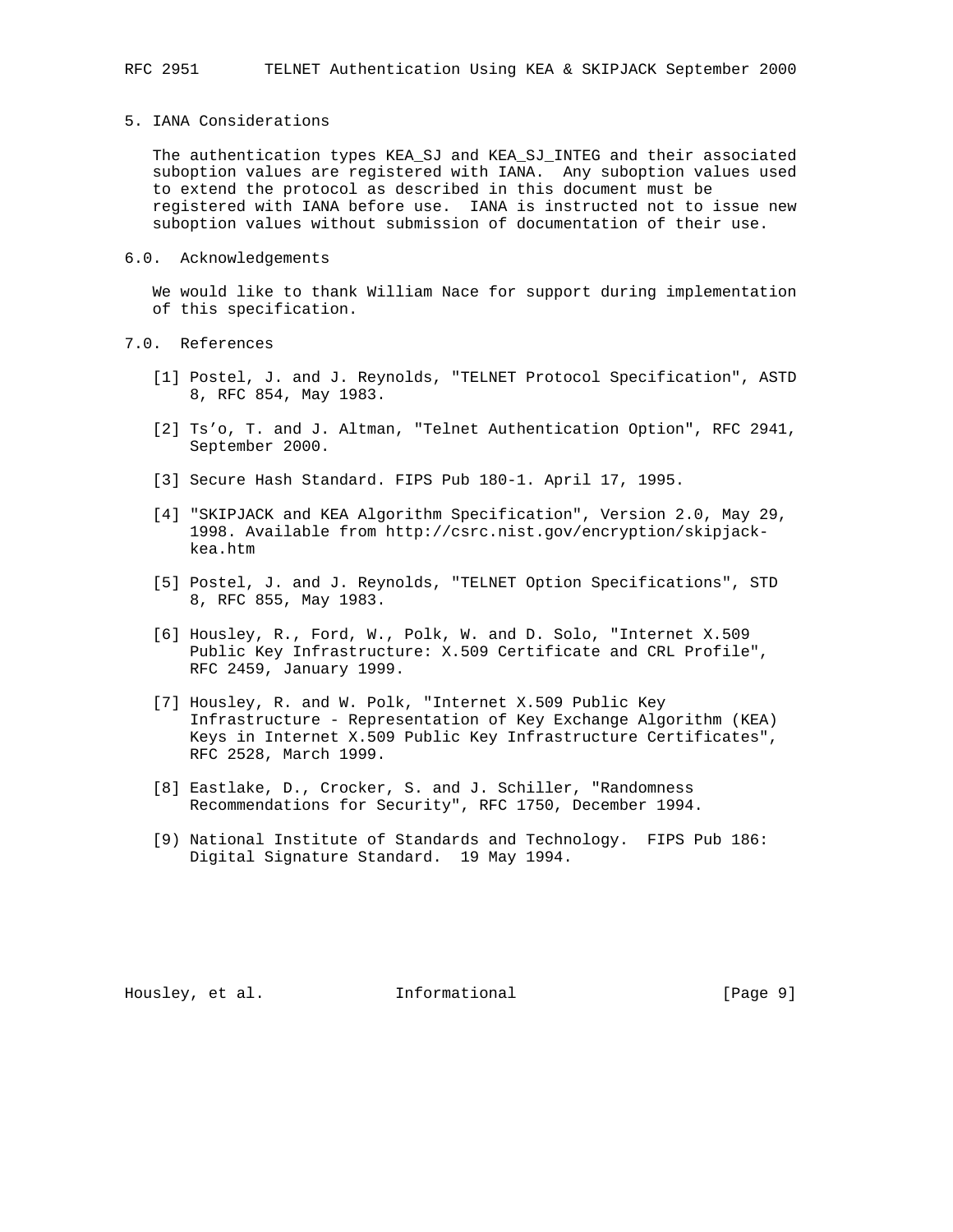## 5. IANA Considerations

The authentication types KEA_SJ and KEA_SJ_INTEG and their associated suboption values are registered with IANA. Any suboption values used to extend the protocol as described in this document must be registered with IANA before use. IANA is instructed not to issue new suboption values without submission of documentation of their use.

## 6.0. Acknowledgements

We would like to thank William Nace for support during implementation of this specification.

## 7.0. References

[1] Postel, J. and J. Reynolds, "TELNET Protocol Specification", ASTD 8, RFC 854, May 1983.

[2] Ts'o, T. and J. Altman, "Telnet Authentication Option", RFC 2941, September 2000.

[3] Secure Hash Standard. FIPS Pub 180-1. April 17, 1995.

[4] "SKIPJACK and KEA Algorithm Specification", Version 2.0, May 29, 1998. Available from http://csrc.nist.gov/encryption/skipjack-kea.htm

[5] Postel, J. and J. Reynolds, "TELNET Option Specifications", STD 8, RFC 855, May 1983.

[6] Housley, R., Ford, W., Polk, W. and D. Solo, "Internet X.509 Public Key Infrastructure: X.509 Certificate and CRL Profile", RFC 2459, January 1999.

[7] Housley, R. and W. Polk, "Internet X.509 Public Key Infrastructure - Representation of Key Exchange Algorithm (KEA) Keys in Internet X.509 Public Key Infrastructure Certificates", RFC 2528, March 1999.

[8] Eastlake, D., Crocker, S. and J. Schiller, "Randomness Recommendations for Security", RFC 1750, December 1994.

[9] National Institute of Standards and Technology. FIPS Pub 186: Digital Signature Standard. 19 May 1994.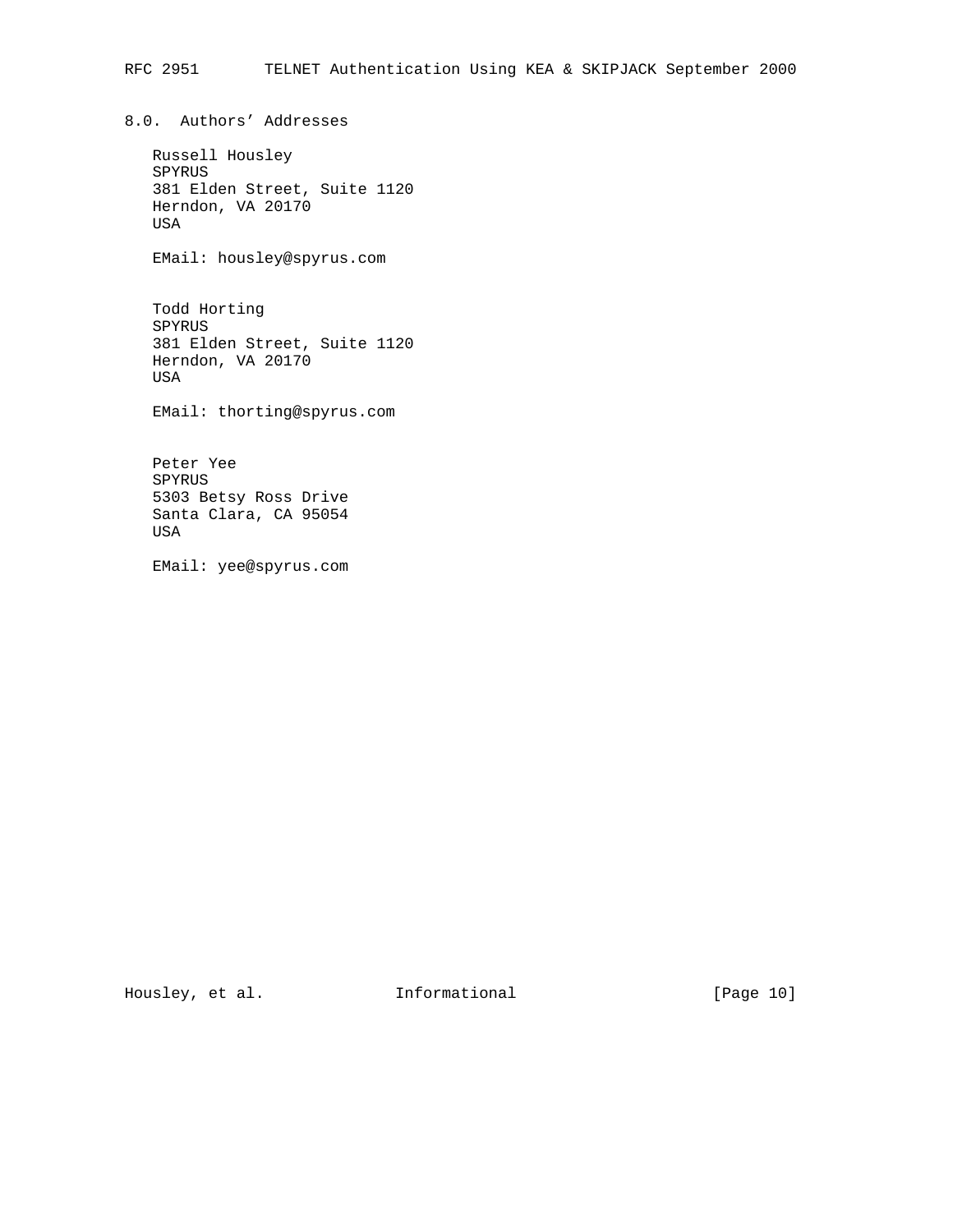## 8.0. Authors' Addresses

Russell Housley
SPYRUS
381 Elden Street, Suite 1120
Herndon, VA 20170
USA

EMail: housley@spyrus.com

Todd Horting
SPYRUS
381 Elden Street, Suite 1120
Herndon, VA 20170
USA

EMail: thorting@spyrus.com

Peter Yee
SPYRUS
5303 Betsy Ross Drive
Santa Clara, CA 95054
USA

EMail: yee@spyrus.com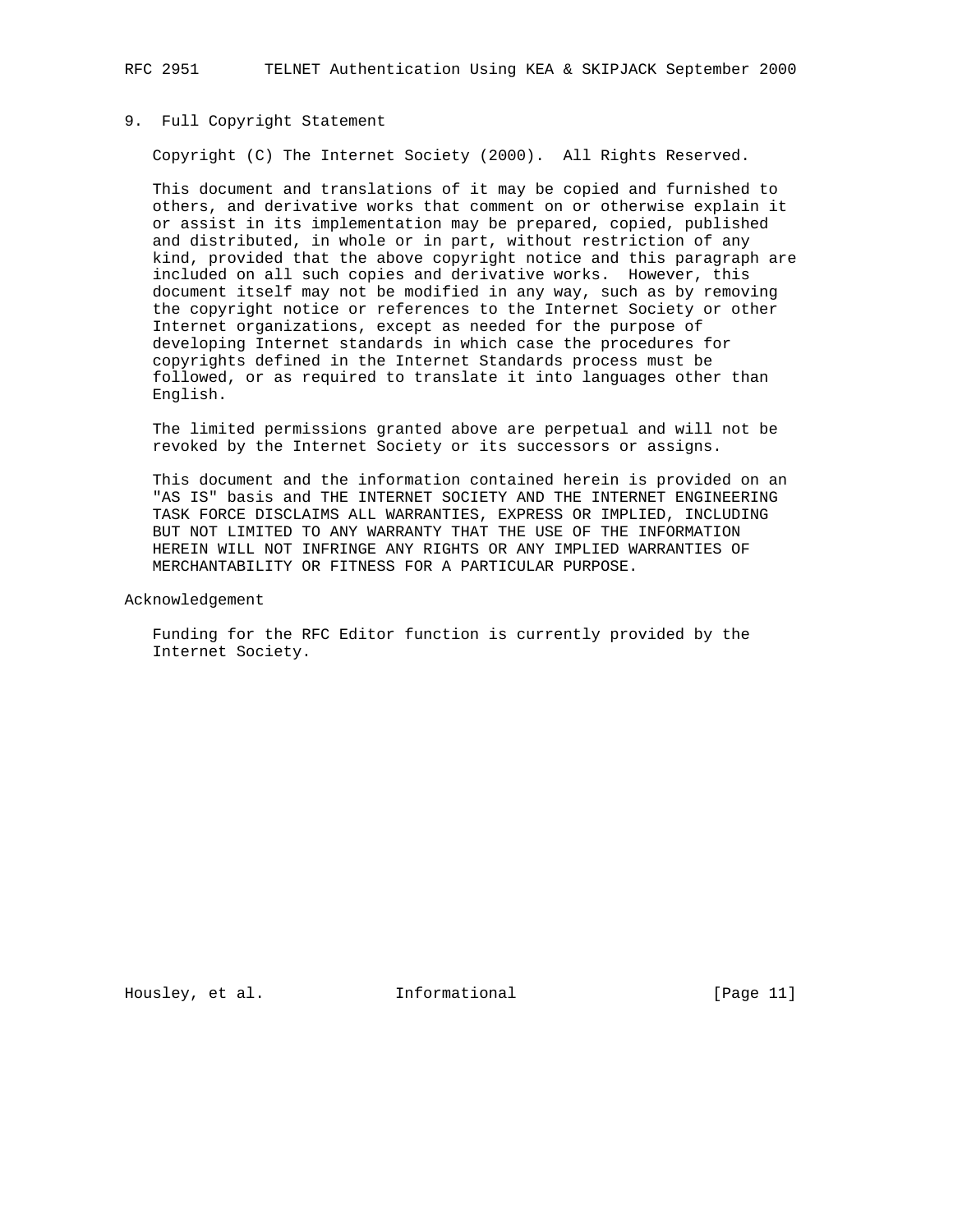## 9. Full Copyright Statement

Copyright (C) The Internet Society (2000). All Rights Reserved.

This document and translations of it may be copied and furnished to others, and derivative works that comment on or otherwise explain it or assist in its implementation may be prepared, copied, published and distributed, in whole or in part, without restriction of any kind, provided that the above copyright notice and this paragraph are included on all such copies and derivative works. However, this document itself may not be modified in any way, such as by removing the copyright notice or references to the Internet Society or other Internet organizations, except as needed for the purpose of developing Internet standards in which case the procedures for copyrights defined in the Internet Standards process must be followed, or as required to translate it into languages other than English.

The limited permissions granted above are perpetual and will not be revoked by the Internet Society or its successors or assigns.

This document and the information contained herein is provided on an "AS IS" basis and THE INTERNET SOCIETY AND THE INTERNET ENGINEERING TASK FORCE DISCLAIMS ALL WARRANTIES, EXPRESS OR IMPLIED, INCLUDING BUT NOT LIMITED TO ANY WARRANTY THAT THE USE OF THE INFORMATION HEREIN WILL NOT INFRINGE ANY RIGHTS OR ANY IMPLIED WARRANTIES OF MERCHANTABILITY OR FITNESS FOR A PARTICULAR PURPOSE.

## Acknowledgement

Funding for the RFC Editor function is currently provided by the Internet Society.